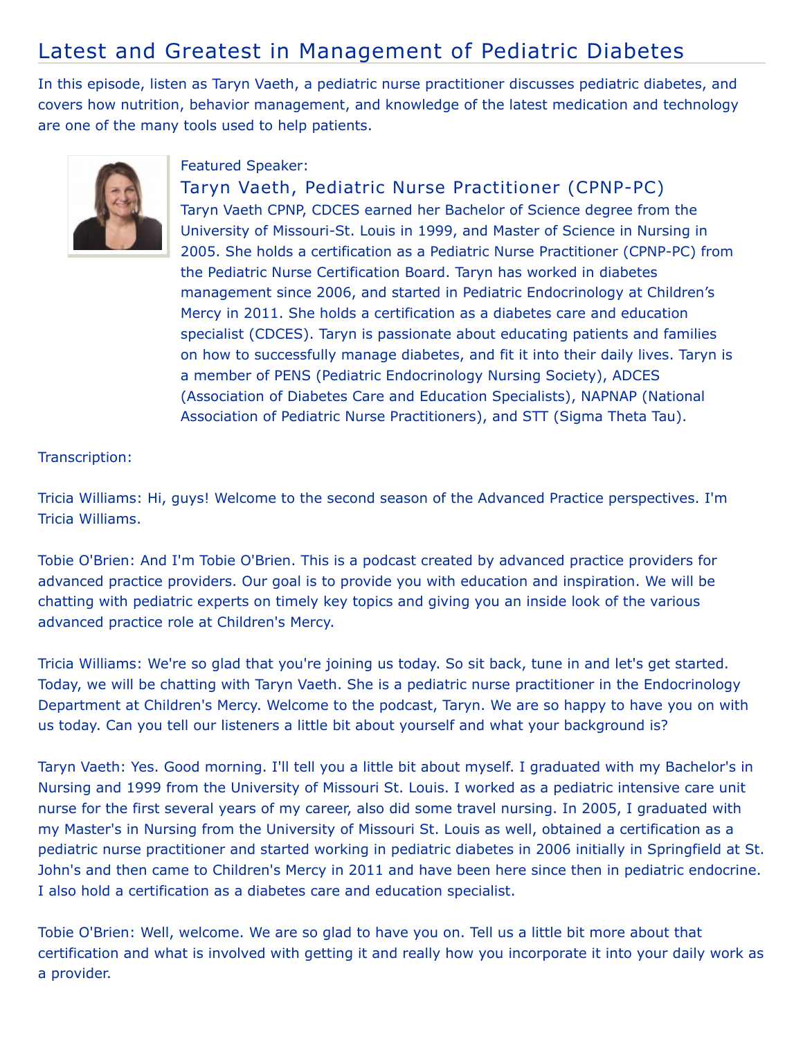# Latest and Greatest in Management of Pediatric Diabetes

In this episode, listen as Taryn Vaeth, a pediatric nurse practitioner discusses pediatric diabetes, and covers how nutrition, behavior management, and knowledge of the latest medication and technology are one of the many tools used to help patients.

Featured Speaker:

## Taryn Vaeth, Pediatric Nurse Practitioner (CPNP-PC)

Taryn Vaeth CPNP, CDCES earned her Bachelor of Science degree from the University of Missouri-St. Louis in 1999, and Master of Science in Nursing in 2005. She holds a certification as a Pediatric Nurse Practitioner (CPNP-PC) from the Pediatric Nurse Certification Board. Taryn has worked in diabetes management since 2006, and started in Pediatric Endocrinology at Children's Mercy in 2011. She holds a certification as a diabetes care and education specialist (CDCES). Taryn is passionate about educating patients and families on how to successfully manage diabetes, and fit it into their daily lives. Taryn is a member of PENS (Pediatric Endocrinology Nursing Society), ADCES (Association of Diabetes Care and Education Specialists), NAPNAP (National Association of Pediatric Nurse Practitioners), and STT (Sigma Theta Tau).

Transcription:

Tricia Williams: Hi, guys! Welcome to the second season of the Advanced Practice perspectives. I'm Tricia Williams.

Tobie O'Brien: And I'm Tobie O'Brien. This is a podcast created by advanced practice providers for advanced practice providers. Our goal is to provide you with education and inspiration. We will be chatting with pediatric experts on timely key topics and giving you an inside look of the various advanced practice role at Children's Mercy.

Tricia Williams: We're so glad that you're joining us today. So sit back, tune in and let's get started. Today, we will be chatting with Taryn Vaeth. She is a pediatric nurse practitioner in the Endocrinology Department at Children's Mercy. Welcome to the podcast, Taryn. We are so happy to have you on with us today. Can you tell our listeners a little bit about yourself and what your background is?

Taryn Vaeth: Yes. Good morning. I'll tell you a little bit about myself. I graduated with my Bachelor's in Nursing and 1999 from the University of Missouri St. Louis. I worked as a pediatric intensive care unit nurse for the first several years of my career, also did some travel nursing. In 2005, I graduated with my Master's in Nursing from the University of Missouri St. Louis as well, obtained a certification as a pediatric nurse practitioner and started working in pediatric diabetes in 2006 initially in Springfield at St. John's and then came to Children's Mercy in 2011 and have been here since then in pediatric endocrine. I also hold a certification as a diabetes care and education specialist.

Tobie O'Brien: Well, welcome. We are so glad to have you on. Tell us a little bit more about that certification and what is involved with getting it and really how you incorporate it into your daily work as a provider.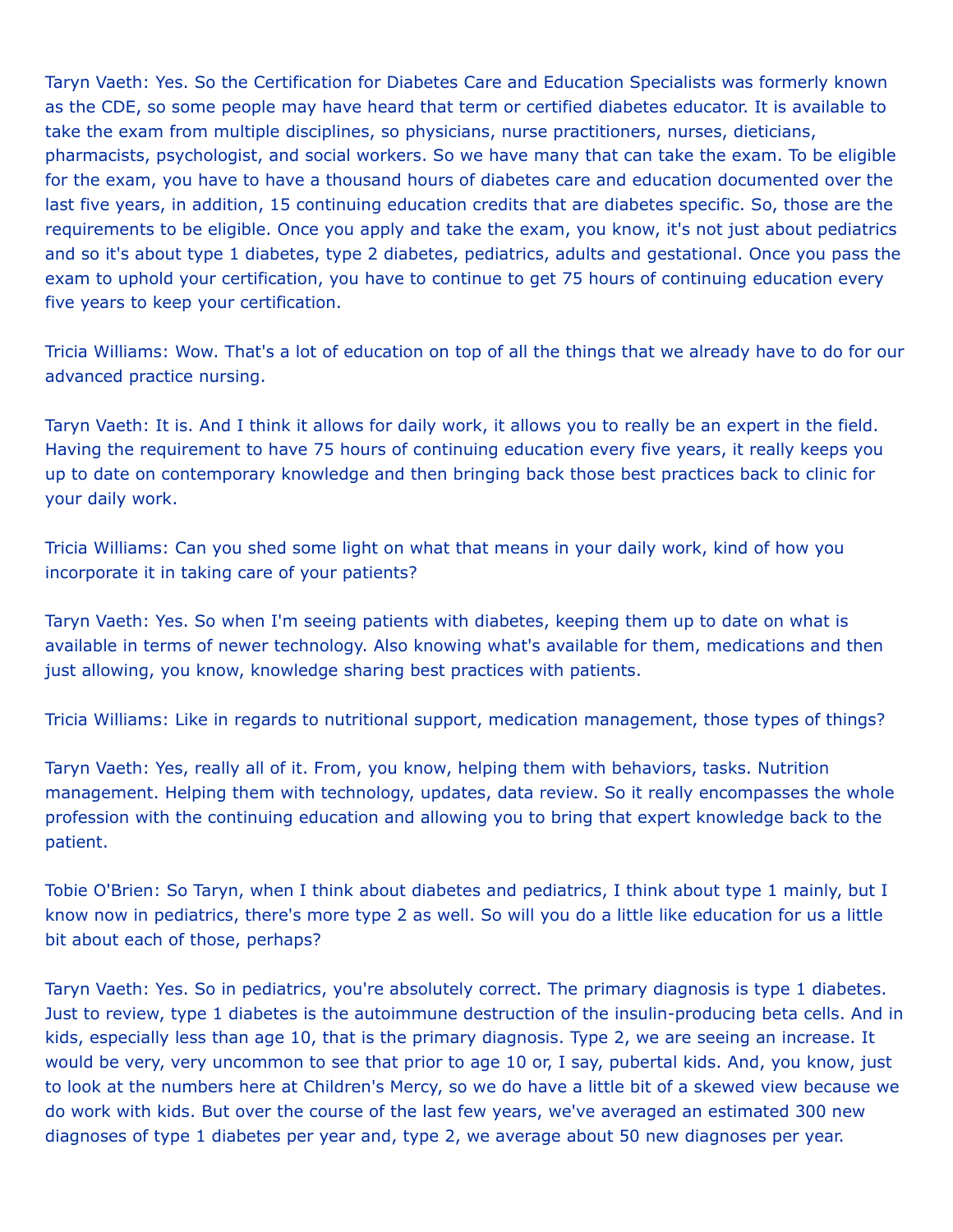Taryn Vaeth: Yes. So the Certification for Diabetes Care and Education Specialists was formerly known as the CDE, so some people may have heard that term or certified diabetes educator. It is available to take the exam from multiple disciplines, so physicians, nurse practitioners, nurses, dieticians, pharmacists, psychologist, and social workers. So we have many that can take the exam. To be eligible for the exam, you have to have a thousand hours of diabetes care and education documented over the last five years, in addition, 15 continuing education credits that are diabetes specific. So, those are the requirements to be eligible. Once you apply and take the exam, you know, it's not just about pediatrics and so it's about type 1 diabetes, type 2 diabetes, pediatrics, adults and gestational. Once you pass the exam to uphold your certification, you have to continue to get 75 hours of continuing education every five years to keep your certification.

Tricia Williams: Wow. That's a lot of education on top of all the things that we already have to do for our advanced practice nursing.

Taryn Vaeth: It is. And I think it allows for daily work, it allows you to really be an expert in the field. Having the requirement to have 75 hours of continuing education every five years, it really keeps you up to date on contemporary knowledge and then bringing back those best practices back to clinic for your daily work.

Tricia Williams: Can you shed some light on what that means in your daily work, kind of how you incorporate it in taking care of your patients?

Taryn Vaeth: Yes. So when I'm seeing patients with diabetes, keeping them up to date on what is available in terms of newer technology. Also knowing what's available for them, medications and then just allowing, you know, knowledge sharing best practices with patients.

Tricia Williams: Like in regards to nutritional support, medication management, those types of things?

Taryn Vaeth: Yes, really all of it. From, you know, helping them with behaviors, tasks. Nutrition management. Helping them with technology, updates, data review. So it really encompasses the whole profession with the continuing education and allowing you to bring that expert knowledge back to the patient.

Tobie O'Brien: So Taryn, when I think about diabetes and pediatrics, I think about type 1 mainly, but I know now in pediatrics, there's more type 2 as well. So will you do a little like education for us a little bit about each of those, perhaps?

Taryn Vaeth: Yes. So in pediatrics, you're absolutely correct. The primary diagnosis is type 1 diabetes. Just to review, type 1 diabetes is the autoimmune destruction of the insulin-producing beta cells. And in kids, especially less than age 10, that is the primary diagnosis. Type 2, we are seeing an increase. It would be very, very uncommon to see that prior to age 10 or, I say, pubertal kids. And, you know, just to look at the numbers here at Children's Mercy, so we do have a little bit of a skewed view because we do work with kids. But over the course of the last few years, we've averaged an estimated 300 new diagnoses of type 1 diabetes per year and, type 2, we average about 50 new diagnoses per year.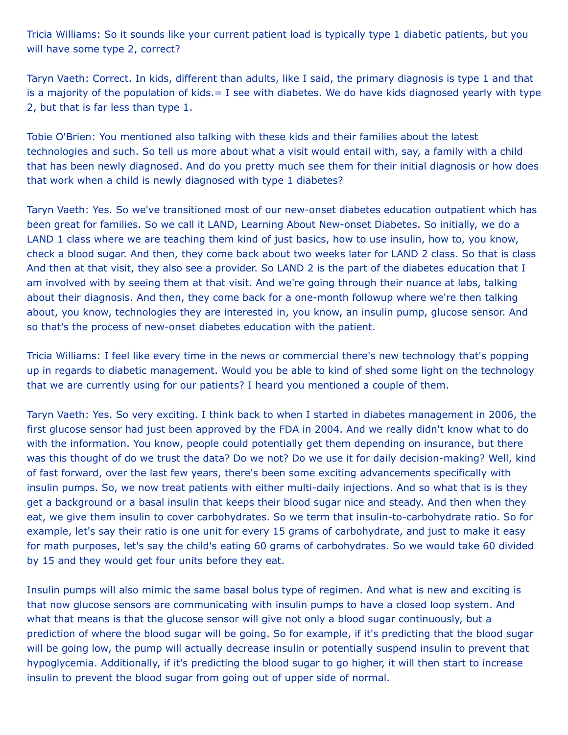Tricia Williams: So it sounds like your current patient load is typically type 1 diabetic patients, but you will have some type 2, correct?

Taryn Vaeth: Correct. In kids, different than adults, like I said, the primary diagnosis is type 1 and that is a majority of the population of kids.= I see with diabetes. We do have kids diagnosed yearly with type 2, but that is far less than type 1.

Tobie O'Brien: You mentioned also talking with these kids and their families about the latest technologies and such. So tell us more about what a visit would entail with, say, a family with a child that has been newly diagnosed. And do you pretty much see them for their initial diagnosis or how does that work when a child is newly diagnosed with type 1 diabetes?

Taryn Vaeth: Yes. So we've transitioned most of our new-onset diabetes education outpatient which has been great for families. So we call it LAND, Learning About New-onset Diabetes. So initially, we do a LAND 1 class where we are teaching them kind of just basics, how to use insulin, how to, you know, check a blood sugar. And then, they come back about two weeks later for LAND 2 class. So that is class And then at that visit, they also see a provider. So LAND 2 is the part of the diabetes education that I am involved with by seeing them at that visit. And we're going through their nuance at labs, talking about their diagnosis. And then, they come back for a one-month followup where we're then talking about, you know, technologies they are interested in, you know, an insulin pump, glucose sensor. And so that's the process of new-onset diabetes education with the patient.

Tricia Williams: I feel like every time in the news or commercial there's new technology that's popping up in regards to diabetic management. Would you be able to kind of shed some light on the technology that we are currently using for our patients? I heard you mentioned a couple of them.

Taryn Vaeth: Yes. So very exciting. I think back to when I started in diabetes management in 2006, the first glucose sensor had just been approved by the FDA in 2004. And we really didn't know what to do with the information. You know, people could potentially get them depending on insurance, but there was this thought of do we trust the data? Do we not? Do we use it for daily decision-making? Well, kind of fast forward, over the last few years, there's been some exciting advancements specifically with insulin pumps. So, we now treat patients with either multi-daily injections. And so what that is is they get a background or a basal insulin that keeps their blood sugar nice and steady. And then when they eat, we give them insulin to cover carbohydrates. So we term that insulin-to-carbohydrate ratio. So for example, let's say their ratio is one unit for every 15 grams of carbohydrate, and just to make it easy for math purposes, let's say the child's eating 60 grams of carbohydrates. So we would take 60 divided by 15 and they would get four units before they eat.

Insulin pumps will also mimic the same basal bolus type of regimen. And what is new and exciting is that now glucose sensors are communicating with insulin pumps to have a closed loop system. And what that means is that the glucose sensor will give not only a blood sugar continuously, but a prediction of where the blood sugar will be going. So for example, if it's predicting that the blood sugar will be going low, the pump will actually decrease insulin or potentially suspend insulin to prevent that hypoglycemia. Additionally, if it's predicting the blood sugar to go higher, it will then start to increase insulin to prevent the blood sugar from going out of upper side of normal.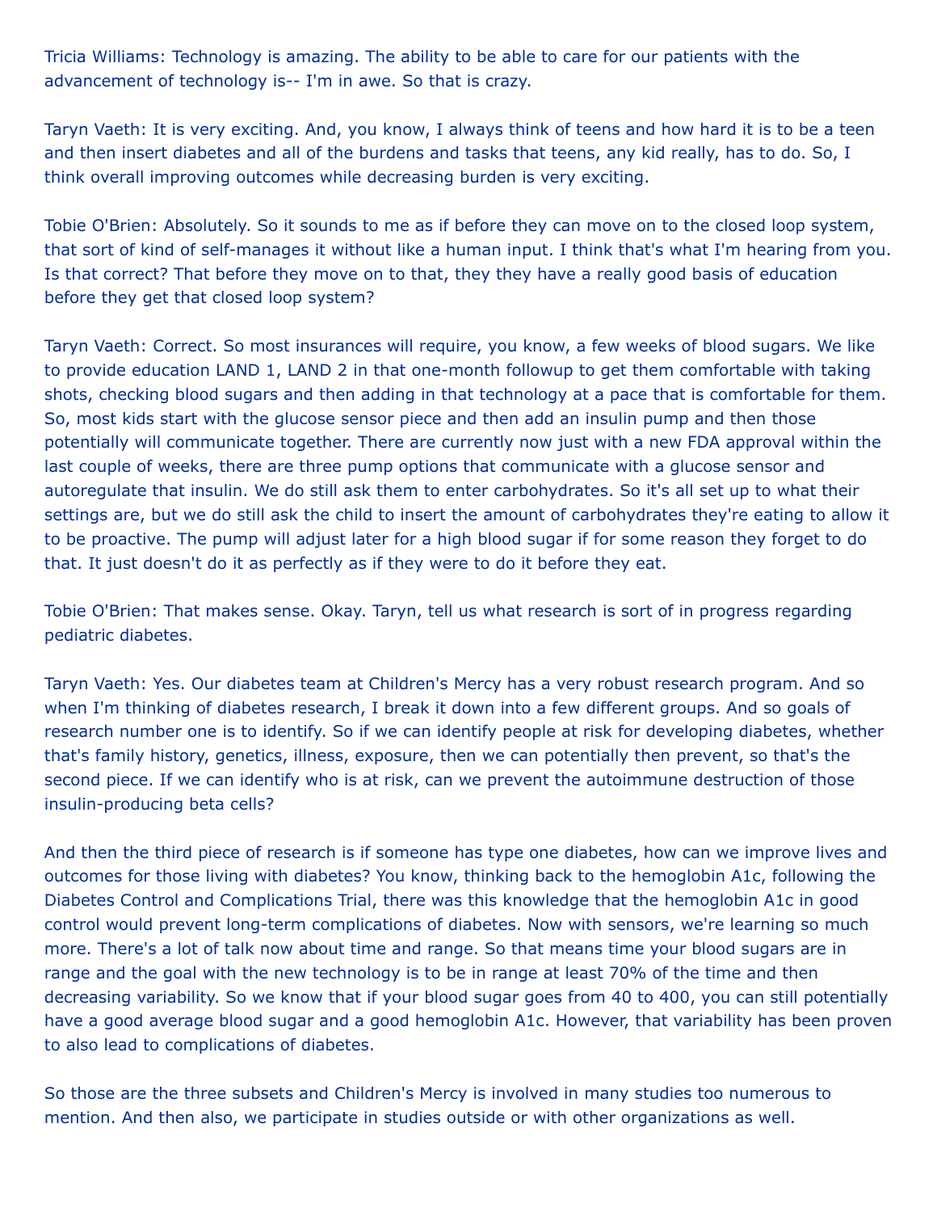Tricia Williams: Technology is amazing. The ability to be able to care for our patients with the advancement of technology is-- I'm in awe. So that is crazy.

Taryn Vaeth: It is very exciting. And, you know, I always think of teens and how hard it is to be a teen and then insert diabetes and all of the burdens and tasks that teens, any kid really, has to do. So, I think overall improving outcomes while decreasing burden is very exciting.

Tobie O'Brien: Absolutely. So it sounds to me as if before they can move on to the closed loop system, that sort of kind of self-manages it without like a human input. I think that's what I'm hearing from you. Is that correct? That before they move on to that, they they have a really good basis of education before they get that closed loop system?

Taryn Vaeth: Correct. So most insurances will require, you know, a few weeks of blood sugars. We like to provide education LAND 1, LAND 2 in that one-month followup to get them comfortable with taking shots, checking blood sugars and then adding in that technology at a pace that is comfortable for them. So, most kids start with the glucose sensor piece and then add an insulin pump and then those potentially will communicate together. There are currently now just with a new FDA approval within the last couple of weeks, there are three pump options that communicate with a glucose sensor and autoregulate that insulin. We do still ask them to enter carbohydrates. So it's all set up to what their settings are, but we do still ask the child to insert the amount of carbohydrates they're eating to allow it to be proactive. The pump will adjust later for a high blood sugar if for some reason they forget to do that. It just doesn't do it as perfectly as if they were to do it before they eat.

Tobie O'Brien: That makes sense. Okay. Taryn, tell us what research is sort of in progress regarding pediatric diabetes.

Taryn Vaeth: Yes. Our diabetes team at Children's Mercy has a very robust research program. And so when I'm thinking of diabetes research, I break it down into a few different groups. And so goals of research number one is to identify. So if we can identify people at risk for developing diabetes, whether that's family history, genetics, illness, exposure, then we can potentially then prevent, so that's the second piece. If we can identify who is at risk, can we prevent the autoimmune destruction of those insulin-producing beta cells?

And then the third piece of research is if someone has type one diabetes, how can we improve lives and outcomes for those living with diabetes? You know, thinking back to the hemoglobin A1c, following the Diabetes Control and Complications Trial, there was this knowledge that the hemoglobin A1c in good control would prevent long-term complications of diabetes. Now with sensors, we're learning so much more. There's a lot of talk now about time and range. So that means time your blood sugars are in range and the goal with the new technology is to be in range at least 70% of the time and then decreasing variability. So we know that if your blood sugar goes from 40 to 400, you can still potentially have a good average blood sugar and a good hemoglobin A1c. However, that variability has been proven to also lead to complications of diabetes.

So those are the three subsets and Children's Mercy is involved in many studies too numerous to mention. And then also, we participate in studies outside or with other organizations as well.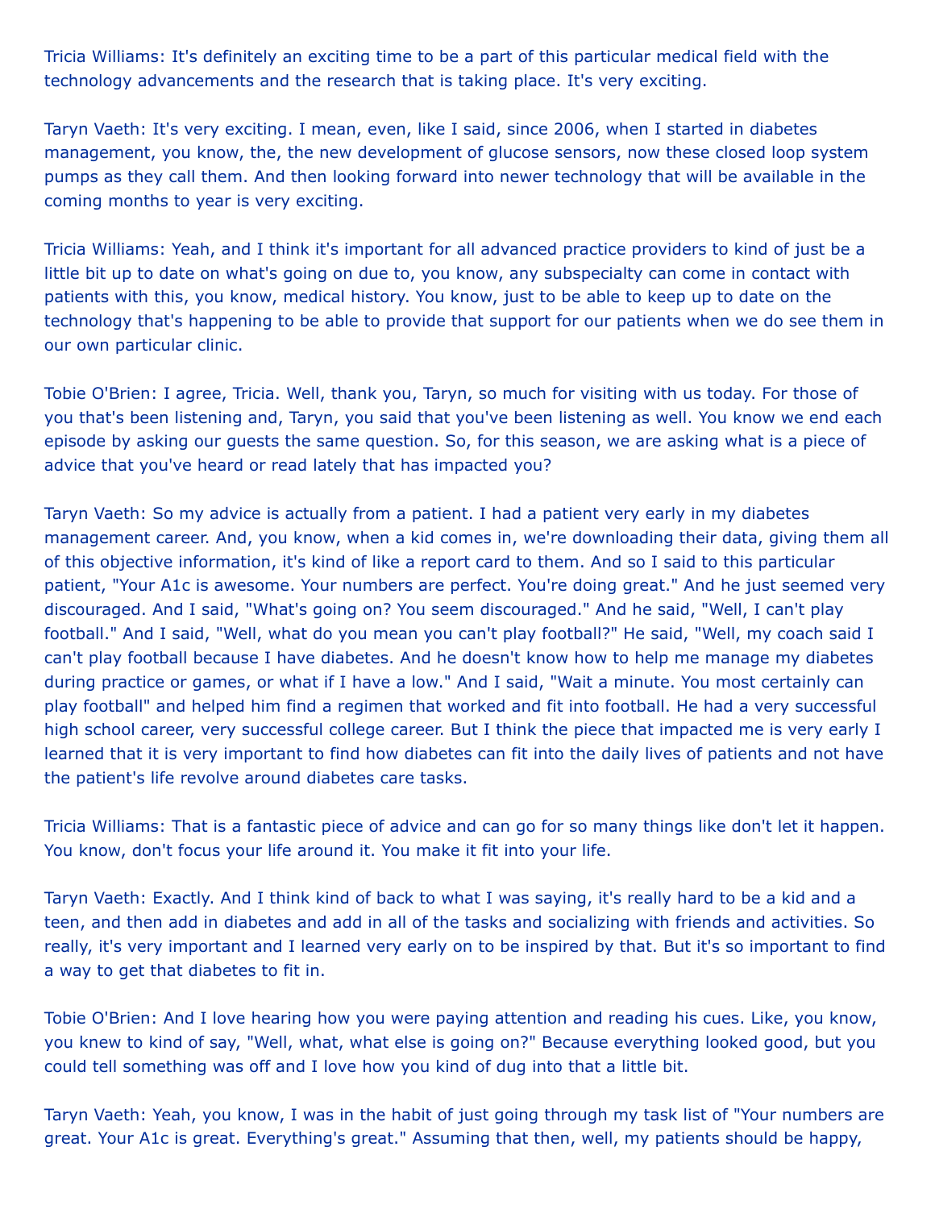Tricia Williams: It's definitely an exciting time to be a part of this particular medical field with the technology advancements and the research that is taking place. It's very exciting.

Taryn Vaeth: It's very exciting. I mean, even, like I said, since 2006, when I started in diabetes management, you know, the, the new development of glucose sensors, now these closed loop system pumps as they call them. And then looking forward into newer technology that will be available in the coming months to year is very exciting.

Tricia Williams: Yeah, and I think it's important for all advanced practice providers to kind of just be a little bit up to date on what's going on due to, you know, any subspecialty can come in contact with patients with this, you know, medical history. You know, just to be able to keep up to date on the technology that's happening to be able to provide that support for our patients when we do see them in our own particular clinic.

Tobie O'Brien: I agree, Tricia. Well, thank you, Taryn, so much for visiting with us today. For those of you that's been listening and, Taryn, you said that you've been listening as well. You know we end each episode by asking our guests the same question. So, for this season, we are asking what is a piece of advice that you've heard or read lately that has impacted you?

Taryn Vaeth: So my advice is actually from a patient. I had a patient very early in my diabetes management career. And, you know, when a kid comes in, we're downloading their data, giving them all of this objective information, it's kind of like a report card to them. And so I said to this particular patient, "Your A1c is awesome. Your numbers are perfect. You're doing great." And he just seemed very discouraged. And I said, "What's going on? You seem discouraged." And he said, "Well, I can't play football." And I said, "Well, what do you mean you can't play football?" He said, "Well, my coach said I can't play football because I have diabetes. And he doesn't know how to help me manage my diabetes during practice or games, or what if I have a low." And I said, "Wait a minute. You most certainly can play football" and helped him find a regimen that worked and fit into football. He had a very successful high school career, very successful college career. But I think the piece that impacted me is very early I learned that it is very important to find how diabetes can fit into the daily lives of patients and not have the patient's life revolve around diabetes care tasks.

Tricia Williams: That is a fantastic piece of advice and can go for so many things like don't let it happen. You know, don't focus your life around it. You make it fit into your life.

Taryn Vaeth: Exactly. And I think kind of back to what I was saying, it's really hard to be a kid and a teen, and then add in diabetes and add in all of the tasks and socializing with friends and activities. So really, it's very important and I learned very early on to be inspired by that. But it's so important to find a way to get that diabetes to fit in.

Tobie O'Brien: And I love hearing how you were paying attention and reading his cues. Like, you know, you knew to kind of say, "Well, what, what else is going on?" Because everything looked good, but you could tell something was off and I love how you kind of dug into that a little bit.

Taryn Vaeth: Yeah, you know, I was in the habit of just going through my task list of "Your numbers are great. Your A1c is great. Everything's great." Assuming that then, well, my patients should be happy,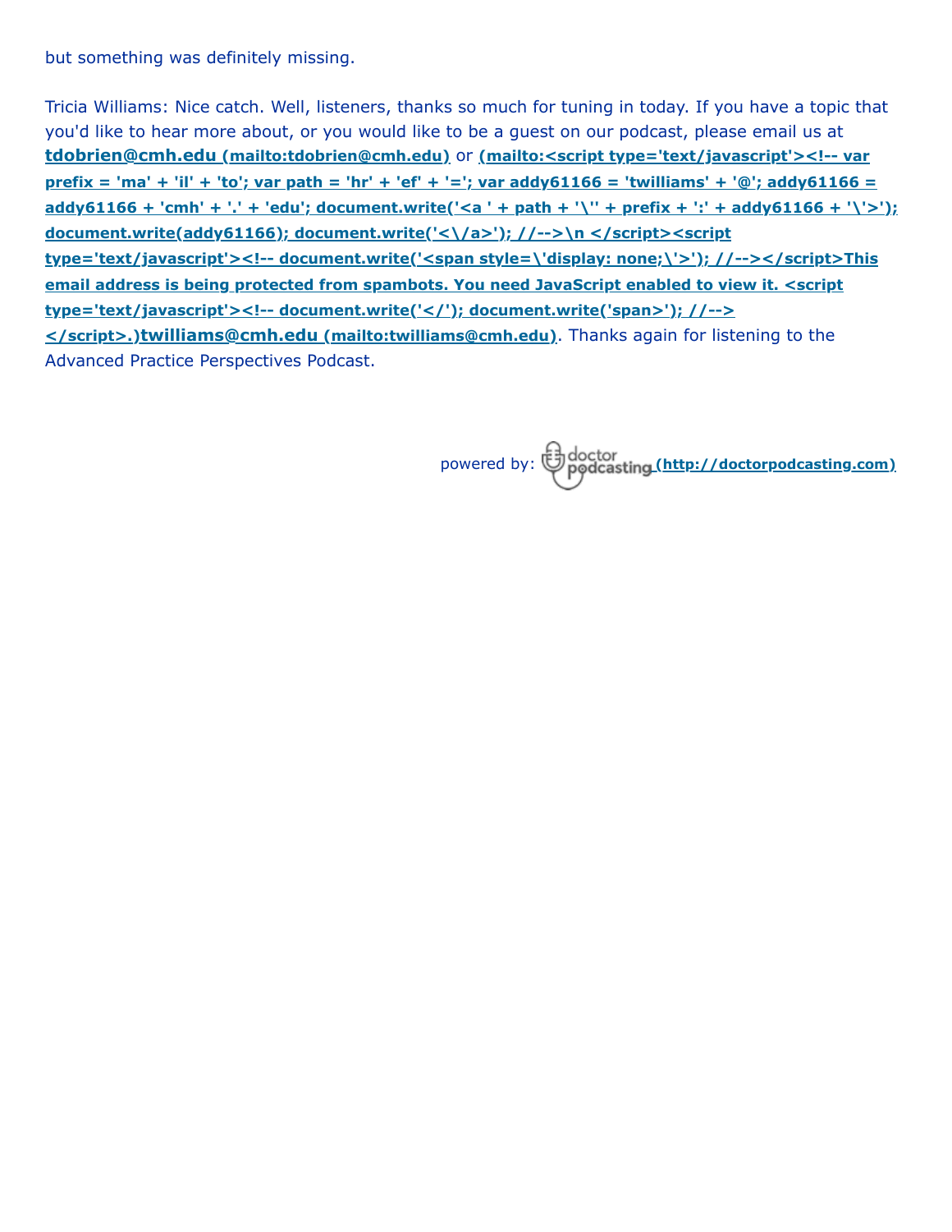but something was definitely missing.

Tricia Williams: Nice catch. Well, listeners, thanks so much for tuning in today. If you have a topic that you'd like to hear more about, or you would like to be a guest on our podcast, please email us at **tdobrien@cmh.edu (mailto:tdobrien@cmh.edu)** or **(mailto:<script type='text/javascript'><!-- var prefix = 'ma' + 'il' + 'to'; var path = 'hr' + 'ef' + '='; var addy61166 = 'twilliams' + '@'; addy61166 = addy61166 + 'cmh' + '.' + 'edu'; document.write('<a ' + path + '\'' + prefix + ':' + addy61166 + '\'>'); document.write(addy61166); document.write('<\/a>'); //-->\n </script><script type='text/javascript'><!-- document.write('<span style=\'display: none;\'>'); //--></script>This email address is being protected from spambots. You need JavaScript enabled to view it. <script type='text/javascript'><!-- document.write('</'); document.write('span>'); //--> </script>.)twilliams@cmh.edu (mailto:twilliams@cmh.edu)**. Thanks again for listening to the Advanced Practice Perspectives Podcast.

powered by: doctor podcasting **(http://doctorpodcasting.com)**